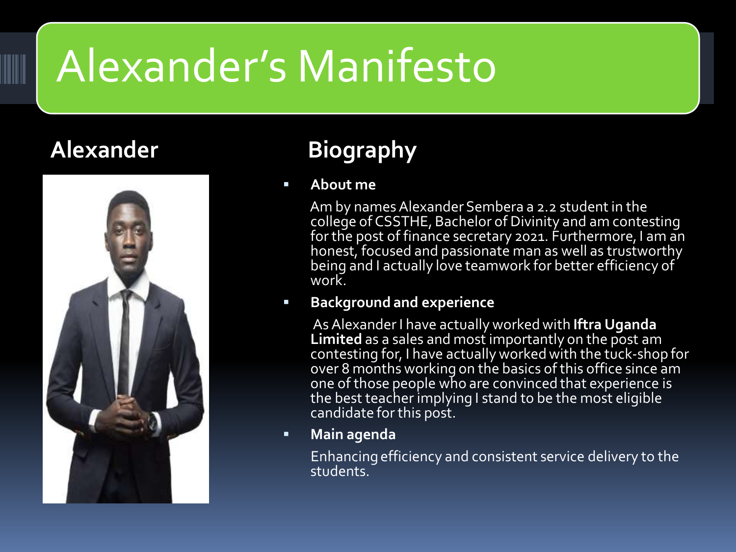# Alexander's Manifesto

## Alexander

## Biography

- **About me**

  Am by names Alexander Sembera a 2.2 student in the college of CSSTHE, Bachelor of Divinity and am contesting for the post of finance secretary 2021. Furthermore, I am an honest, focused and passionate man as well as trustworthy being and I actually love teamwork for better efficiency of work.

- **Background and experience**

  As Alexander I have actually worked with **Iftra Uganda Limited** as a sales and most importantly on the post am contesting for, I have actually worked with the tuck-shop for over 8 months working on the basics of this office since am one of those people who are convinced that experience is the best teacher implying I stand to be the most eligible candidate for this post.

- **Main agenda**

  Enhancing efficiency and consistent service delivery to the students.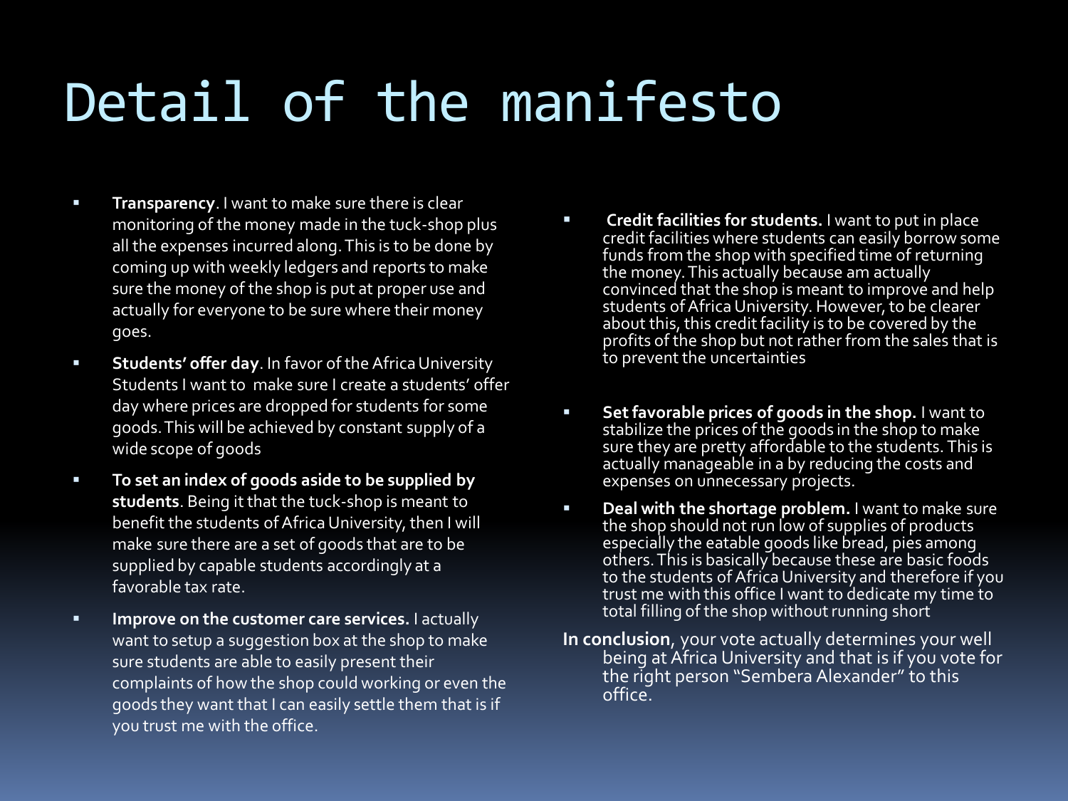# Detail of the manifesto

- **Transparency**. I want to make sure there is clear monitoring of the money made in the tuck-shop plus all the expenses incurred along. This is to be done by coming up with weekly ledgers and reports to make sure the money of the shop is put at proper use and actually for everyone to be sure where their money goes.
- **Students' offer day**. In favor of the Africa University Students I want to make sure I create a students' offer day where prices are dropped for students for some goods. This will be achieved by constant supply of a wide scope of goods
- **To set an index of goods aside to be supplied by students**. Being it that the tuck-shop is meant to benefit the students of Africa University, then I will make sure there are a set of goods that are to be supplied by capable students accordingly at a favorable tax rate.
- **Improve on the customer care services.** I actually want to setup a suggestion box at the shop to make sure students are able to easily present their complaints of how the shop could working or even the goods they want that I can easily settle them that is if you trust me with the office.
- **Credit facilities for students.** I want to put in place credit facilities where students can easily borrow some funds from the shop with specified time of returning the money. This actually because am actually convinced that the shop is meant to improve and help students of Africa University. However, to be clearer about this, this credit facility is to be covered by the profits of the shop but not rather from the sales that is to prevent the uncertainties
- **Set favorable prices of goods in the shop.** I want to stabilize the prices of the goods in the shop to make sure they are pretty affordable to the students. This is actually manageable in a by reducing the costs and expenses on unnecessary projects.
- **Deal with the shortage problem.** I want to make sure the shop should not run low of supplies of products especially the eatable goods like bread, pies among others. This is basically because these are basic foods to the students of Africa University and therefore if you trust me with this office I want to dedicate my time to total filling of the shop without running short

**In conclusion**, your vote actually determines your well being at Africa University and that is if you vote for the right person "Sembera Alexander" to this office.